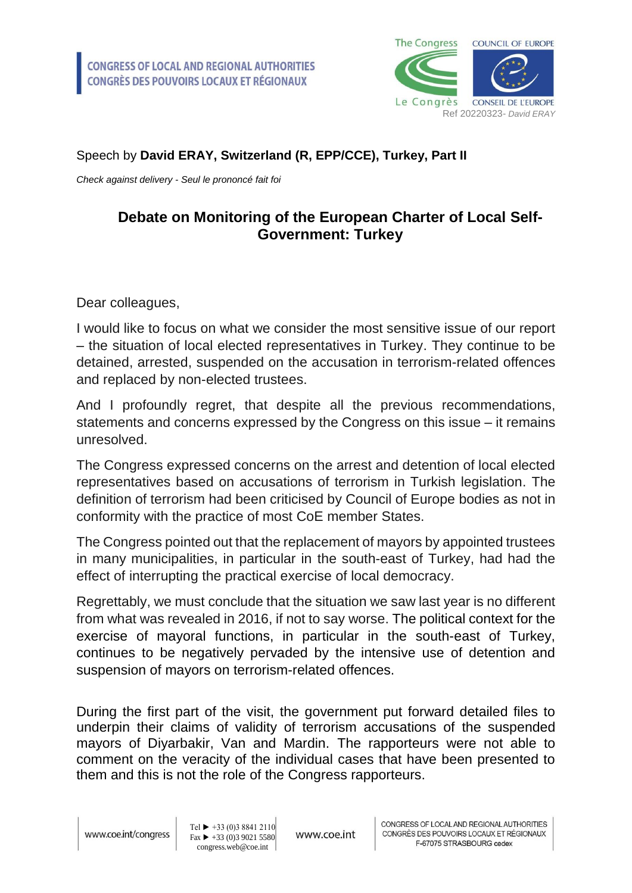CONGRESS OF LOCAL AND REGIONAL AUTHORITIES
CONGRÈS DES POUVOIRS LOCAUX ET RÉGIONAUX

Ref 20220323- *David ERAY*

Speech by **David ERAY, Switzerland (R, EPP/CCE), Turkey, Part II**

*Check against delivery - Seul le prononcé fait foi*

## Debate on Monitoring of the European Charter of Local Self-Government: Turkey

Dear colleagues,

I would like to focus on what we consider the most sensitive issue of our report – the situation of local elected representatives in Turkey. They continue to be detained, arrested, suspended on the accusation in terrorism-related offences and replaced by non-elected trustees.

And I profoundly regret, that despite all the previous recommendations, statements and concerns expressed by the Congress on this issue – it remains unresolved.

The Congress expressed concerns on the arrest and detention of local elected representatives based on accusations of terrorism in Turkish legislation. The definition of terrorism had been criticised by Council of Europe bodies as not in conformity with the practice of most CoE member States.

The Congress pointed out that the replacement of mayors by appointed trustees in many municipalities, in particular in the south-east of Turkey, had had the effect of interrupting the practical exercise of local democracy.

Regrettably, we must conclude that the situation we saw last year is no different from what was revealed in 2016, if not to say worse. The political context for the exercise of mayoral functions, in particular in the south-east of Turkey, continues to be negatively pervaded by the intensive use of detention and suspension of mayors on terrorism-related offences.

During the first part of the visit, the government put forward detailed files to underpin their claims of validity of terrorism accusations of the suspended mayors of Diyarbakir, Van and Mardin. The rapporteurs were not able to comment on the veracity of the individual cases that have been presented to them and this is not the role of the Congress rapporteurs.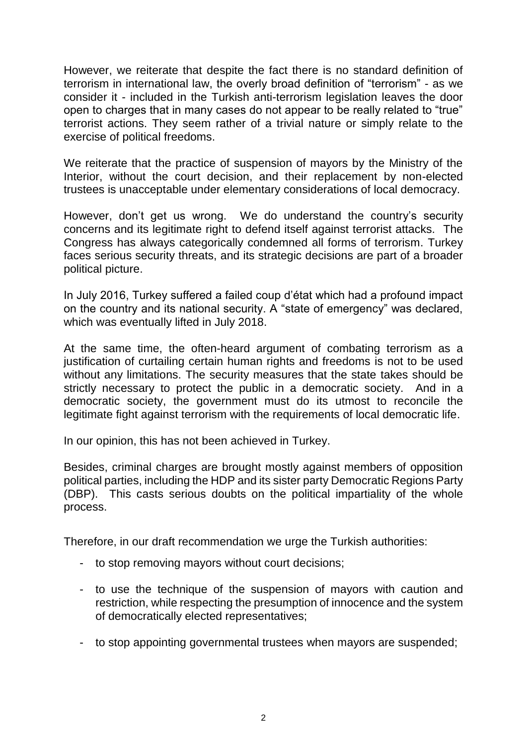However, we reiterate that despite the fact there is no standard definition of terrorism in international law, the overly broad definition of "terrorism" - as we consider it - included in the Turkish anti-terrorism legislation leaves the door open to charges that in many cases do not appear to be really related to "true" terrorist actions. They seem rather of a trivial nature or simply relate to the exercise of political freedoms.

We reiterate that the practice of suspension of mayors by the Ministry of the Interior, without the court decision, and their replacement by non-elected trustees is unacceptable under elementary considerations of local democracy.

However, don't get us wrong. We do understand the country's security concerns and its legitimate right to defend itself against terrorist attacks. The Congress has always categorically condemned all forms of terrorism. Turkey faces serious security threats, and its strategic decisions are part of a broader political picture.

In July 2016, Turkey suffered a failed coup d'état which had a profound impact on the country and its national security. A "state of emergency" was declared, which was eventually lifted in July 2018.

At the same time, the often-heard argument of combating terrorism as a justification of curtailing certain human rights and freedoms is not to be used without any limitations. The security measures that the state takes should be strictly necessary to protect the public in a democratic society. And in a democratic society, the government must do its utmost to reconcile the legitimate fight against terrorism with the requirements of local democratic life.

In our opinion, this has not been achieved in Turkey.

Besides, criminal charges are brought mostly against members of opposition political parties, including the HDP and its sister party Democratic Regions Party (DBP). This casts serious doubts on the political impartiality of the whole process.

Therefore, in our draft recommendation we urge the Turkish authorities:

- to stop removing mayors without court decisions;
- to use the technique of the suspension of mayors with caution and restriction, while respecting the presumption of innocence and the system of democratically elected representatives;
- to stop appointing governmental trustees when mayors are suspended;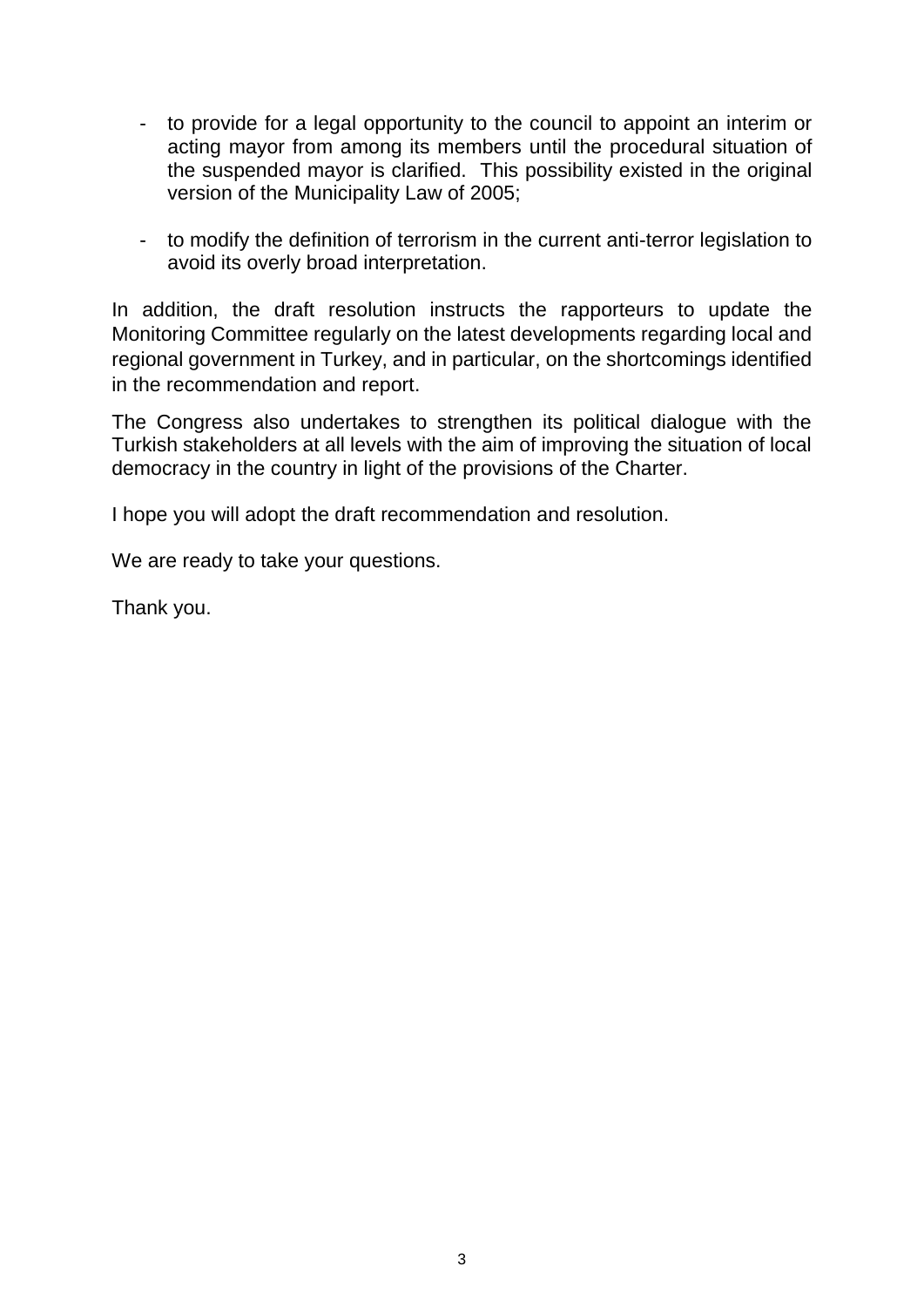- to provide for a legal opportunity to the council to appoint an interim or acting mayor from among its members until the procedural situation of the suspended mayor is clarified. This possibility existed in the original version of the Municipality Law of 2005;

- to modify the definition of terrorism in the current anti-terror legislation to avoid its overly broad interpretation.

In addition, the draft resolution instructs the rapporteurs to update the Monitoring Committee regularly on the latest developments regarding local and regional government in Turkey, and in particular, on the shortcomings identified in the recommendation and report.

The Congress also undertakes to strengthen its political dialogue with the Turkish stakeholders at all levels with the aim of improving the situation of local democracy in the country in light of the provisions of the Charter.

I hope you will adopt the draft recommendation and resolution.

We are ready to take your questions.

Thank you.